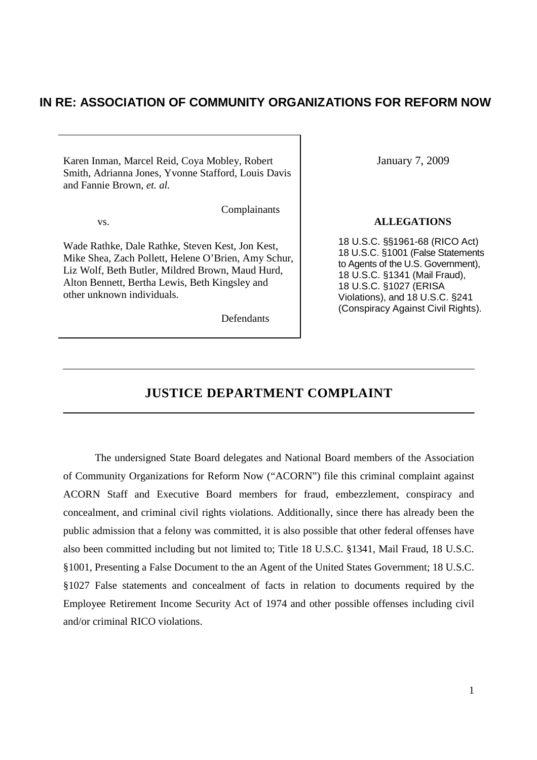# IN RE: ASSOCIATION OF COMMUNITY ORGANIZATIONS FOR REFORM NOW

Karen Inman, Marcel Reid, Coya Mobley, Robert Smith, Adrianna Jones, Yvonne Stafford, Louis Davis and Fannie Brown, *et. al.*

Complainants

vs.

Wade Rathke, Dale Rathke, Steven Kest, Jon Kest, Mike Shea, Zach Pollett, Helene O'Brien, Amy Schur, Liz Wolf, Beth Butler, Mildred Brown, Maud Hurd, Alton Bennett, Bertha Lewis, Beth Kingsley and other unknown individuals.

Defendants

January 7, 2009

**ALLEGATIONS**

18 U.S.C. §§1961-68 (RICO Act)
18 U.S.C. §1001 (False Statements to Agents of the U.S. Government),
18 U.S.C. §1341 (Mail Fraud),
18 U.S.C. §1027 (ERISA Violations), and 18 U.S.C. §241 (Conspiracy Against Civil Rights).

## JUSTICE DEPARTMENT COMPLAINT

The undersigned State Board delegates and National Board members of the Association of Community Organizations for Reform Now ("ACORN") file this criminal complaint against ACORN Staff and Executive Board members for fraud, embezzlement, conspiracy and concealment, and criminal civil rights violations. Additionally, since there has already been the public admission that a felony was committed, it is also possible that other federal offenses have also been committed including but not limited to; Title 18 U.S.C. §1341, Mail Fraud, 18 U.S.C. §1001, Presenting a False Document to the an Agent of the United States Government; 18 U.S.C. §1027 False statements and concealment of facts in relation to documents required by the Employee Retirement Income Security Act of 1974 and other possible offenses including civil and/or criminal RICO violations.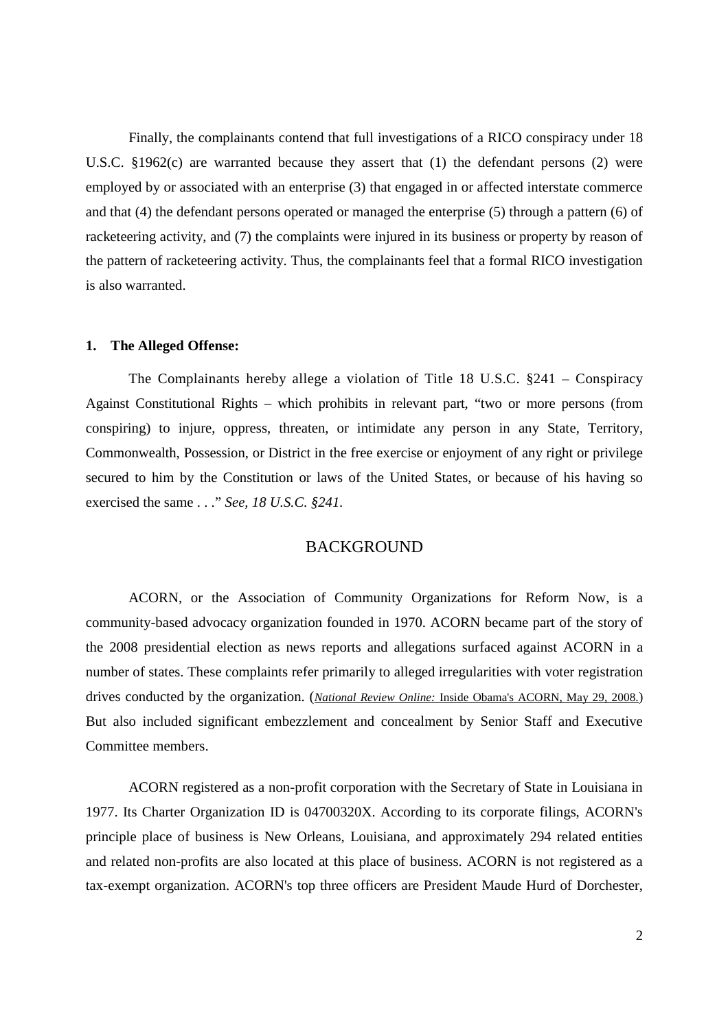Finally, the complainants contend that full investigations of a RICO conspiracy under 18 U.S.C. §1962(c) are warranted because they assert that (1) the defendant persons (2) were employed by or associated with an enterprise (3) that engaged in or affected interstate commerce and that (4) the defendant persons operated or managed the enterprise (5) through a pattern (6) of racketeering activity, and (7) the complaints were injured in its business or property by reason of the pattern of racketeering activity. Thus, the complainants feel that a formal RICO investigation is also warranted.

**1. The Alleged Offense:**

The Complainants hereby allege a violation of Title 18 U.S.C. §241 – Conspiracy Against Constitutional Rights – which prohibits in relevant part, "two or more persons (from conspiring) to injure, oppress, threaten, or intimidate any person in any State, Territory, Commonwealth, Possession, or District in the free exercise or enjoyment of any right or privilege secured to him by the Constitution or laws of the United States, or because of his having so exercised the same . . ." *See, 18 U.S.C. §241.*

## BACKGROUND

ACORN, or the Association of Community Organizations for Reform Now, is a community-based advocacy organization founded in 1970. ACORN became part of the story of the 2008 presidential election as news reports and allegations surfaced against ACORN in a number of states. These complaints refer primarily to alleged irregularities with voter registration drives conducted by the organization. (*National Review Online:* Inside Obama's ACORN, May 29, 2008.) But also included significant embezzlement and concealment by Senior Staff and Executive Committee members.

ACORN registered as a non-profit corporation with the Secretary of State in Louisiana in 1977. Its Charter Organization ID is 04700320X. According to its corporate filings, ACORN's principle place of business is New Orleans, Louisiana, and approximately 294 related entities and related non-profits are also located at this place of business. ACORN is not registered as a tax-exempt organization. ACORN's top three officers are President Maude Hurd of Dorchester,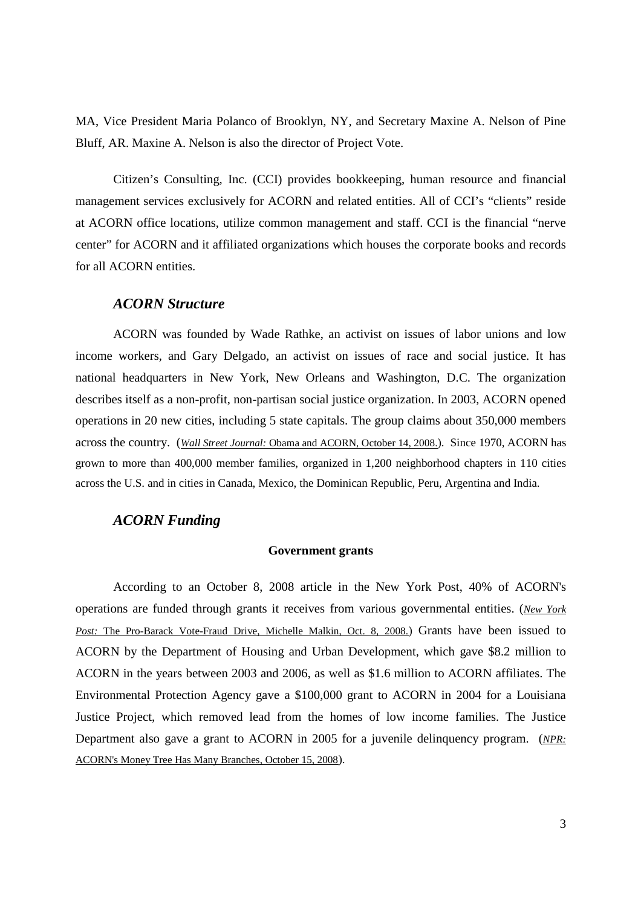MA, Vice President Maria Polanco of Brooklyn, NY, and Secretary Maxine A. Nelson of Pine Bluff, AR. Maxine A. Nelson is also the director of Project Vote.

Citizen's Consulting, Inc. (CCI) provides bookkeeping, human resource and financial management services exclusively for ACORN and related entities. All of CCI's "clients" reside at ACORN office locations, utilize common management and staff. CCI is the financial "nerve center" for ACORN and it affiliated organizations which houses the corporate books and records for all ACORN entities.

### *ACORN Structure*

ACORN was founded by Wade Rathke, an activist on issues of labor unions and low income workers, and Gary Delgado, an activist on issues of race and social justice. It has national headquarters in New York, New Orleans and Washington, D.C. The organization describes itself as a non-profit, non-partisan social justice organization. In 2003, ACORN opened operations in 20 new cities, including 5 state capitals. The group claims about 350,000 members across the country. (*Wall Street Journal:* Obama and ACORN, October 14, 2008.). Since 1970, ACORN has grown to more than 400,000 member families, organized in 1,200 neighborhood chapters in 110 cities across the U.S. and in cities in Canada, Mexico, the Dominican Republic, Peru, Argentina and India.

### *ACORN Funding*

**Government grants**

According to an October 8, 2008 article in the New York Post, 40% of ACORN's operations are funded through grants it receives from various governmental entities. (*New York Post:* The Pro-Barack Vote-Fraud Drive, Michelle Malkin, Oct. 8, 2008.) Grants have been issued to ACORN by the Department of Housing and Urban Development, which gave $8.2 million to ACORN in the years between 2003 and 2006, as well as $1.6 million to ACORN affiliates. The Environmental Protection Agency gave a $100,000 grant to ACORN in 2004 for a Louisiana Justice Project, which removed lead from the homes of low income families. The Justice Department also gave a grant to ACORN in 2005 for a juvenile delinquency program. (*NPR:* ACORN's Money Tree Has Many Branches, October 15, 2008).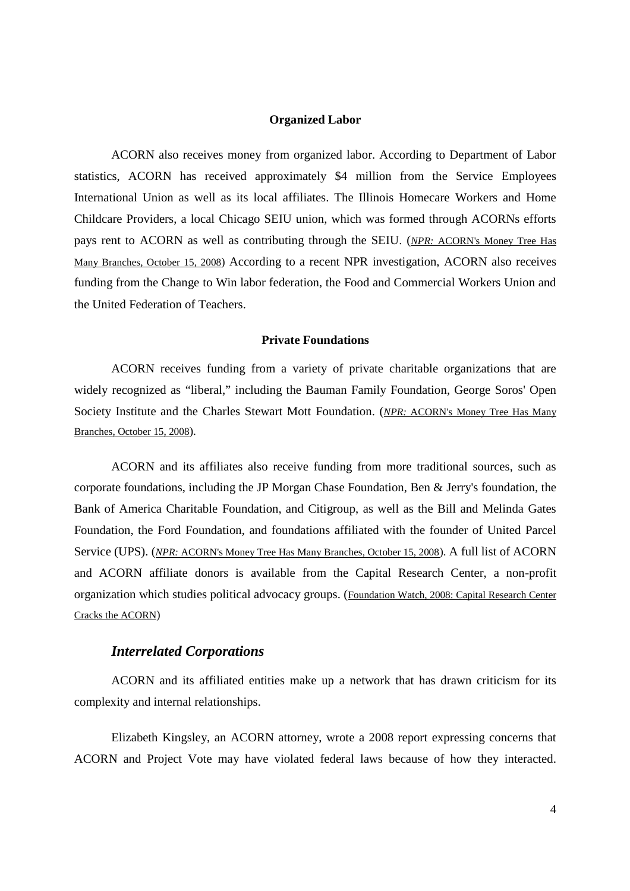**Organized Labor**

ACORN also receives money from organized labor. According to Department of Labor statistics, ACORN has received approximately $4 million from the Service Employees International Union as well as its local affiliates. The Illinois Homecare Workers and Home Childcare Providers, a local Chicago SEIU union, which was formed through ACORNs efforts pays rent to ACORN as well as contributing through the SEIU. (*NPR:* ACORN's Money Tree Has Many Branches, October 15, 2008) According to a recent NPR investigation, ACORN also receives funding from the Change to Win labor federation, the Food and Commercial Workers Union and the United Federation of Teachers.

**Private Foundations**

ACORN receives funding from a variety of private charitable organizations that are widely recognized as "liberal," including the Bauman Family Foundation, George Soros' Open Society Institute and the Charles Stewart Mott Foundation. (*NPR:* ACORN's Money Tree Has Many Branches, October 15, 2008).

ACORN and its affiliates also receive funding from more traditional sources, such as corporate foundations, including the JP Morgan Chase Foundation, Ben & Jerry's foundation, the Bank of America Charitable Foundation, and Citigroup, as well as the Bill and Melinda Gates Foundation, the Ford Foundation, and foundations affiliated with the founder of United Parcel Service (UPS). (*NPR:* ACORN's Money Tree Has Many Branches, October 15, 2008). A full list of ACORN and ACORN affiliate donors is available from the Capital Research Center, a non-profit organization which studies political advocacy groups. (Foundation Watch, 2008: Capital Research Center Cracks the ACORN)

### *Interrelated Corporations*

ACORN and its affiliated entities make up a network that has drawn criticism for its complexity and internal relationships.

Elizabeth Kingsley, an ACORN attorney, wrote a 2008 report expressing concerns that ACORN and Project Vote may have violated federal laws because of how they interacted.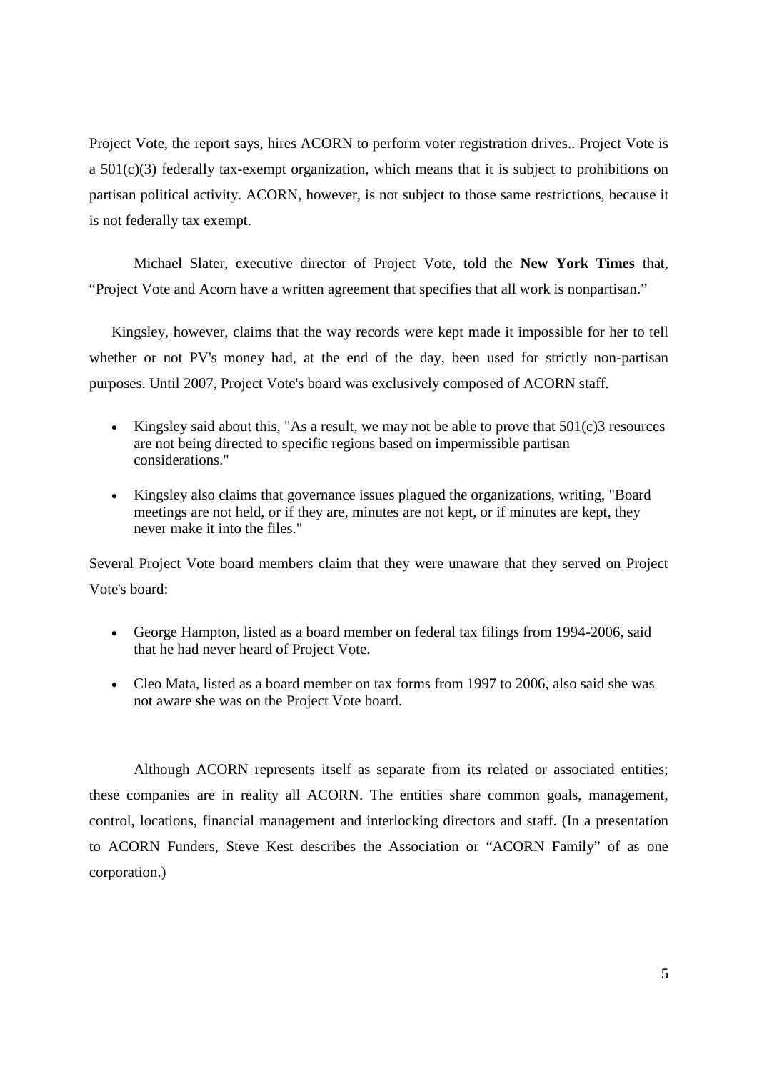Project Vote, the report says, hires ACORN to perform voter registration drives.. Project Vote is a 501(c)(3) federally tax-exempt organization, which means that it is subject to prohibitions on partisan political activity. ACORN, however, is not subject to those same restrictions, because it is not federally tax exempt.

Michael Slater, executive director of Project Vote, told the **New York Times** that, "Project Vote and Acorn have a written agreement that specifies that all work is nonpartisan."

Kingsley, however, claims that the way records were kept made it impossible for her to tell whether or not PV's money had, at the end of the day, been used for strictly non-partisan purposes. Until 2007, Project Vote's board was exclusively composed of ACORN staff.

- Kingsley said about this, "As a result, we may not be able to prove that 501(c)3 resources are not being directed to specific regions based on impermissible partisan considerations."
- Kingsley also claims that governance issues plagued the organizations, writing, "Board meetings are not held, or if they are, minutes are not kept, or if minutes are kept, they never make it into the files."

Several Project Vote board members claim that they were unaware that they served on Project Vote's board:

- George Hampton, listed as a board member on federal tax filings from 1994-2006, said that he had never heard of Project Vote.
- Cleo Mata, listed as a board member on tax forms from 1997 to 2006, also said she was not aware she was on the Project Vote board.

Although ACORN represents itself as separate from its related or associated entities; these companies are in reality all ACORN. The entities share common goals, management, control, locations, financial management and interlocking directors and staff. (In a presentation to ACORN Funders, Steve Kest describes the Association or "ACORN Family" of as one corporation.)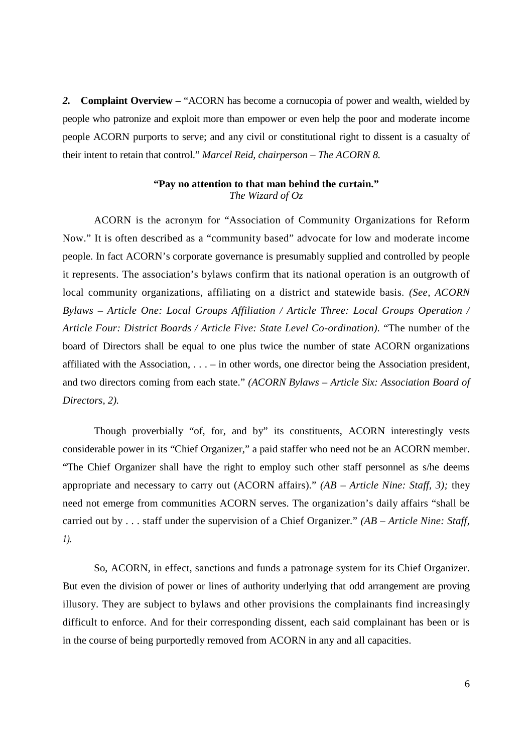***2.*** **Complaint Overview –** "ACORN has become a cornucopia of power and wealth, wielded by people who patronize and exploit more than empower or even help the poor and moderate income people ACORN purports to serve; and any civil or constitutional right to dissent is a casualty of their intent to retain that control." *Marcel Reid, chairperson – The ACORN 8.*

**"Pay no attention to that man behind the curtain."**
*The Wizard of Oz*

ACORN is the acronym for "Association of Community Organizations for Reform Now." It is often described as a "community based" advocate for low and moderate income people. In fact ACORN's corporate governance is presumably supplied and controlled by people it represents. The association's bylaws confirm that its national operation is an outgrowth of local community organizations, affiliating on a district and statewide basis. *(See, ACORN Bylaws – Article One: Local Groups Affiliation / Article Three: Local Groups Operation / Article Four: District Boards / Article Five: State Level Co-ordination).* "The number of the board of Directors shall be equal to one plus twice the number of state ACORN organizations affiliated with the Association, . . . – in other words, one director being the Association president, and two directors coming from each state." *(ACORN Bylaws – Article Six: Association Board of Directors, 2).*

Though proverbially "of, for, and by" its constituents, ACORN interestingly vests considerable power in its "Chief Organizer," a paid staffer who need not be an ACORN member. "The Chief Organizer shall have the right to employ such other staff personnel as s/he deems appropriate and necessary to carry out (ACORN affairs)." *(AB – Article Nine: Staff, 3);* they need not emerge from communities ACORN serves. The organization's daily affairs "shall be carried out by . . . staff under the supervision of a Chief Organizer." *(AB – Article Nine: Staff, 1).*

So, ACORN, in effect, sanctions and funds a patronage system for its Chief Organizer. But even the division of power or lines of authority underlying that odd arrangement are proving illusory. They are subject to bylaws and other provisions the complainants find increasingly difficult to enforce. And for their corresponding dissent, each said complainant has been or is in the course of being purportedly removed from ACORN in any and all capacities.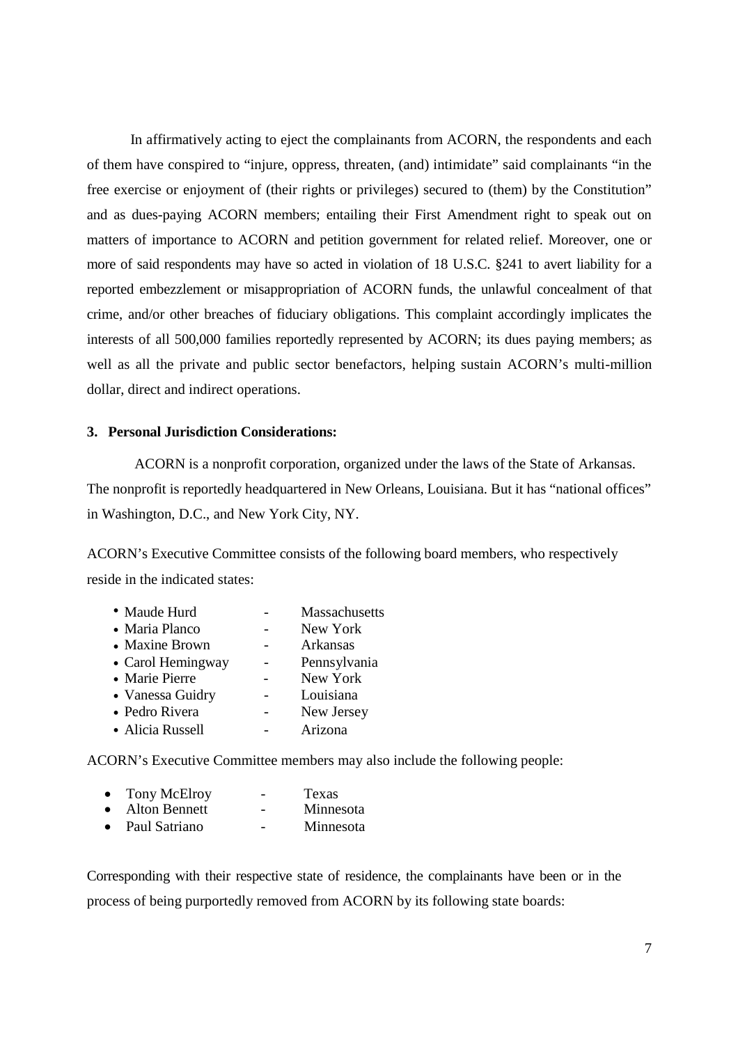In affirmatively acting to eject the complainants from ACORN, the respondents and each of them have conspired to "injure, oppress, threaten, (and) intimidate" said complainants "in the free exercise or enjoyment of (their rights or privileges) secured to (them) by the Constitution" and as dues-paying ACORN members; entailing their First Amendment right to speak out on matters of importance to ACORN and petition government for related relief. Moreover, one or more of said respondents may have so acted in violation of 18 U.S.C. §241 to avert liability for a reported embezzlement or misappropriation of ACORN funds, the unlawful concealment of that crime, and/or other breaches of fiduciary obligations. This complaint accordingly implicates the interests of all 500,000 families reportedly represented by ACORN; its dues paying members; as well as all the private and public sector benefactors, helping sustain ACORN's multi-million dollar, direct and indirect operations.

**3. Personal Jurisdiction Considerations:**

ACORN is a nonprofit corporation, organized under the laws of the State of Arkansas. The nonprofit is reportedly headquartered in New Orleans, Louisiana. But it has "national offices" in Washington, D.C., and New York City, NY.

ACORN's Executive Committee consists of the following board members, who respectively reside in the indicated states:

- Maude Hurd - Massachusetts
- Maria Planco - New York
- Maxine Brown - Arkansas
- Carol Hemingway - Pennsylvania
- Marie Pierre - New York
- Vanessa Guidry - Louisiana
- Pedro Rivera - New Jersey
- Alicia Russell - Arizona

ACORN's Executive Committee members may also include the following people:

- Tony McElroy - Texas
- Alton Bennett - Minnesota
- Paul Satriano - Minnesota

Corresponding with their respective state of residence, the complainants have been or in the process of being purportedly removed from ACORN by its following state boards: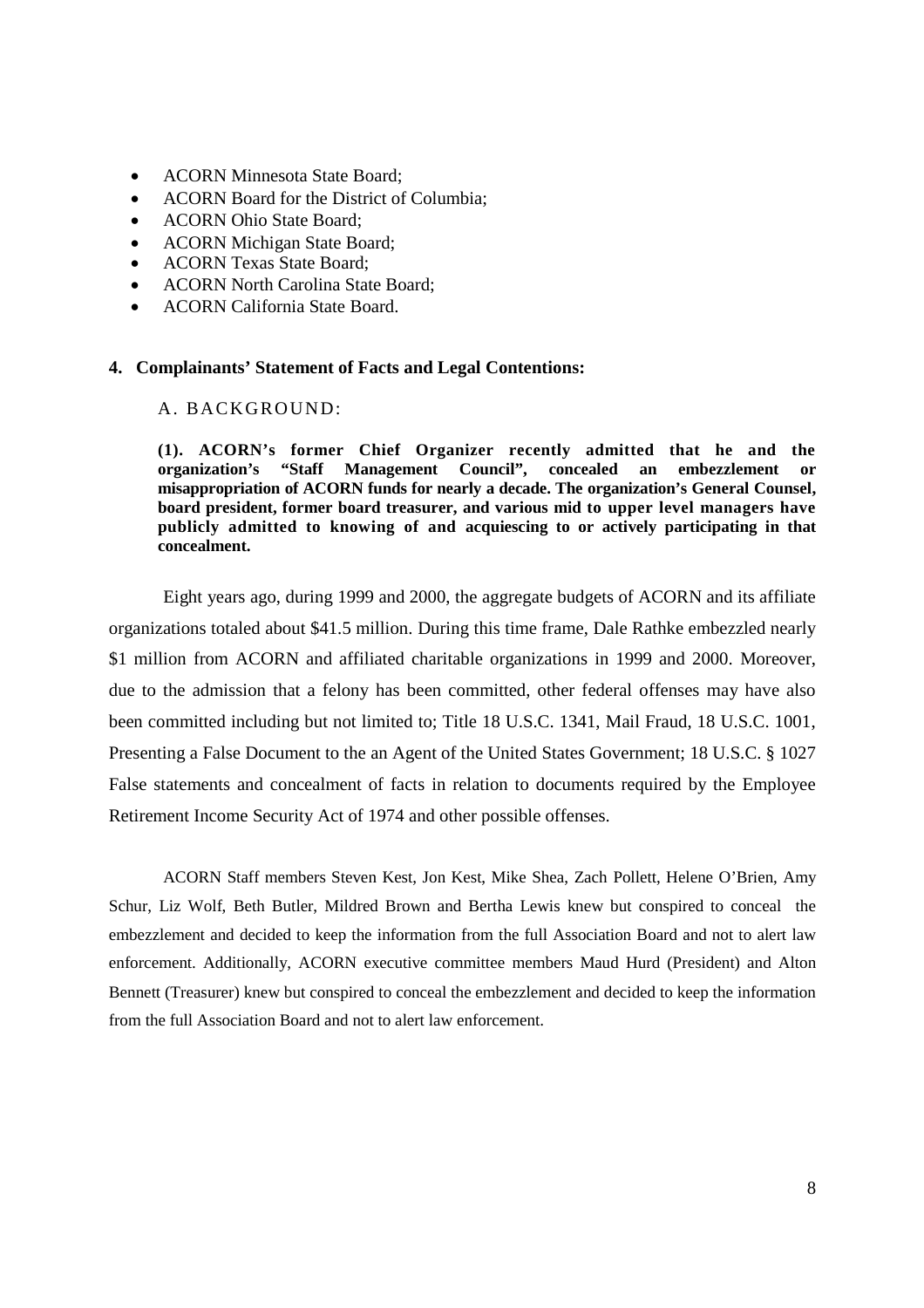- ACORN Minnesota State Board;
- ACORN Board for the District of Columbia;
- ACORN Ohio State Board;
- ACORN Michigan State Board;
- ACORN Texas State Board;
- ACORN North Carolina State Board;
- ACORN California State Board.

**4. Complainants' Statement of Facts and Legal Contentions:**

A. BACKGROUND:

**(1). ACORN's former Chief Organizer recently admitted that he and the organization's "Staff Management Council", concealed an embezzlement or misappropriation of ACORN funds for nearly a decade. The organization's General Counsel, board president, former board treasurer, and various mid to upper level managers have publicly admitted to knowing of and acquiescing to or actively participating in that concealment.**

Eight years ago, during 1999 and 2000, the aggregate budgets of ACORN and its affiliate organizations totaled about $41.5 million. During this time frame, Dale Rathke embezzled nearly $1 million from ACORN and affiliated charitable organizations in 1999 and 2000. Moreover, due to the admission that a felony has been committed, other federal offenses may have also been committed including but not limited to; Title 18 U.S.C. 1341, Mail Fraud, 18 U.S.C. 1001, Presenting a False Document to the an Agent of the United States Government; 18 U.S.C. § 1027 False statements and concealment of facts in relation to documents required by the Employee Retirement Income Security Act of 1974 and other possible offenses.

ACORN Staff members Steven Kest, Jon Kest, Mike Shea, Zach Pollett, Helene O'Brien, Amy Schur, Liz Wolf, Beth Butler, Mildred Brown and Bertha Lewis knew but conspired to conceal the embezzlement and decided to keep the information from the full Association Board and not to alert law enforcement. Additionally, ACORN executive committee members Maud Hurd (President) and Alton Bennett (Treasurer) knew but conspired to conceal the embezzlement and decided to keep the information from the full Association Board and not to alert law enforcement.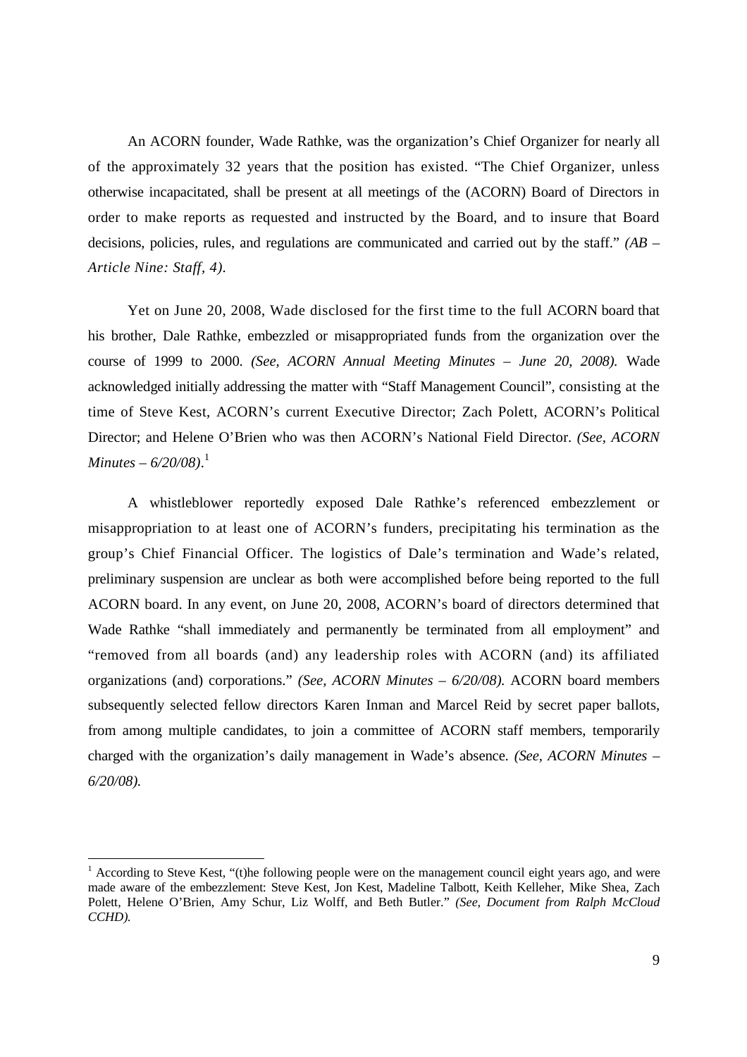An ACORN founder, Wade Rathke, was the organization's Chief Organizer for nearly all of the approximately 32 years that the position has existed. "The Chief Organizer, unless otherwise incapacitated, shall be present at all meetings of the (ACORN) Board of Directors in order to make reports as requested and instructed by the Board, and to insure that Board decisions, policies, rules, and regulations are communicated and carried out by the staff." *(AB – Article Nine: Staff, 4)*.

Yet on June 20, 2008, Wade disclosed for the first time to the full ACORN board that his brother, Dale Rathke, embezzled or misappropriated funds from the organization over the course of 1999 to 2000. *(See, ACORN Annual Meeting Minutes – June 20, 2008).* Wade acknowledged initially addressing the matter with "Staff Management Council", consisting at the time of Steve Kest, ACORN's current Executive Director; Zach Polett, ACORN's Political Director; and Helene O'Brien who was then ACORN's National Field Director. *(See, ACORN Minutes – 6/20/08)*.[1]

A whistleblower reportedly exposed Dale Rathke's referenced embezzlement or misappropriation to at least one of ACORN's funders, precipitating his termination as the group's Chief Financial Officer. The logistics of Dale's termination and Wade's related, preliminary suspension are unclear as both were accomplished before being reported to the full ACORN board. In any event, on June 20, 2008, ACORN's board of directors determined that Wade Rathke "shall immediately and permanently be terminated from all employment" and "removed from all boards (and) any leadership roles with ACORN (and) its affiliated organizations (and) corporations." *(See, ACORN Minutes – 6/20/08).* ACORN board members subsequently selected fellow directors Karen Inman and Marcel Reid by secret paper ballots, from among multiple candidates, to join a committee of ACORN staff members, temporarily charged with the organization's daily management in Wade's absence. *(See, ACORN Minutes – 6/20/08).*

---

[1] According to Steve Kest, "(t)he following people were on the management council eight years ago, and were made aware of the embezzlement: Steve Kest, Jon Kest, Madeline Talbott, Keith Kelleher, Mike Shea, Zach Polett, Helene O'Brien, Amy Schur, Liz Wolff, and Beth Butler." *(See, Document from Ralph McCloud CCHD).*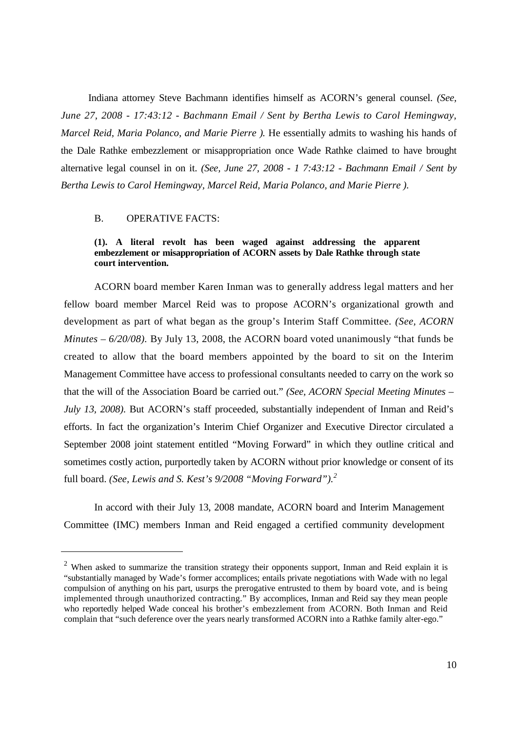Indiana attorney Steve Bachmann identifies himself as ACORN's general counsel. *(See, June 27, 2008 - 17:43:12 - Bachmann Email / Sent by Bertha Lewis to Carol Hemingway, Marcel Reid, Maria Polanco, and Marie Pierre ).* He essentially admits to washing his hands of the Dale Rathke embezzlement or misappropriation once Wade Rathke claimed to have brought alternative legal counsel in on it. *(See, June 27, 2008 - 1 7:43:12 - Bachmann Email / Sent by Bertha Lewis to Carol Hemingway, Marcel Reid, Maria Polanco, and Marie Pierre ).*

B. OPERATIVE FACTS:

**(1). A literal revolt has been waged against addressing the apparent embezzlement or misappropriation of ACORN assets by Dale Rathke through state court intervention.**

ACORN board member Karen Inman was to generally address legal matters and her fellow board member Marcel Reid was to propose ACORN's organizational growth and development as part of what began as the group's Interim Staff Committee. *(See, ACORN Minutes – 6/20/08).* By July 13, 2008, the ACORN board voted unanimously "that funds be created to allow that the board members appointed by the board to sit on the Interim Management Committee have access to professional consultants needed to carry on the work so that the will of the Association Board be carried out." *(See, ACORN Special Meeting Minutes – July 13, 2008).* But ACORN's staff proceeded, substantially independent of Inman and Reid's efforts. In fact the organization's Interim Chief Organizer and Executive Director circulated a September 2008 joint statement entitled "Moving Forward" in which they outline critical and sometimes costly action, purportedly taken by ACORN without prior knowledge or consent of its full board. *(See, Lewis and S. Kest's 9/2008 "Moving Forward").*[2]

In accord with their July 13, 2008 mandate, ACORN board and Interim Management Committee (IMC) members Inman and Reid engaged a certified community development

[2] When asked to summarize the transition strategy their opponents support, Inman and Reid explain it is "substantially managed by Wade's former accomplices; entails private negotiations with Wade with no legal compulsion of anything on his part, usurps the prerogative entrusted to them by board vote, and is being implemented through unauthorized contracting." By accomplices, Inman and Reid say they mean people who reportedly helped Wade conceal his brother's embezzlement from ACORN. Both Inman and Reid complain that "such deference over the years nearly transformed ACORN into a Rathke family alter-ego."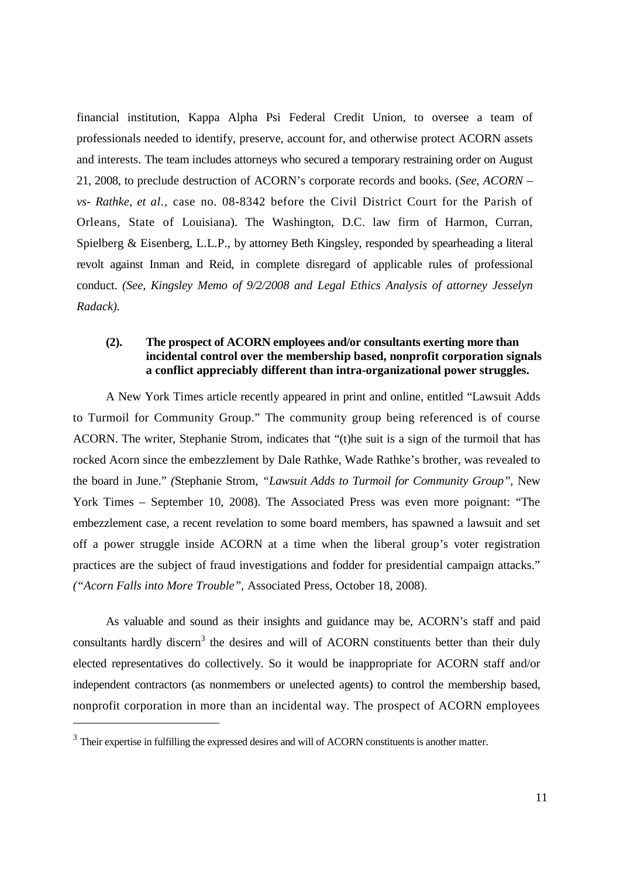financial institution, Kappa Alpha Psi Federal Credit Union, to oversee a team of professionals needed to identify, preserve, account for, and otherwise protect ACORN assets and interests. The team includes attorneys who secured a temporary restraining order on August 21, 2008, to preclude destruction of ACORN's corporate records and books. (*See, ACORN –vs- Rathke, et al.,* case no. 08-8342 before the Civil District Court for the Parish of Orleans, State of Louisiana). The Washington, D.C. law firm of Harmon, Curran, Spielberg & Eisenberg, L.L.P., by attorney Beth Kingsley, responded by spearheading a literal revolt against Inman and Reid, in complete disregard of applicable rules of professional conduct. *(See, Kingsley Memo of 9/2/2008 and Legal Ethics Analysis of attorney Jesselyn Radack).*

**(2). The prospect of ACORN employees and/or consultants exerting more than incidental control over the membership based, nonprofit corporation signals a conflict appreciably different than intra-organizational power struggles.**

A New York Times article recently appeared in print and online, entitled "Lawsuit Adds to Turmoil for Community Group." The community group being referenced is of course ACORN. The writer, Stephanie Strom, indicates that "(t)he suit is a sign of the turmoil that has rocked Acorn since the embezzlement by Dale Rathke, Wade Rathke's brother, was revealed to the board in June." *(*Stephanie Strom, *"Lawsuit Adds to Turmoil for Community Group",* New York Times – September 10, 2008). The Associated Press was even more poignant: "The embezzlement case, a recent revelation to some board members, has spawned a lawsuit and set off a power struggle inside ACORN at a time when the liberal group's voter registration practices are the subject of fraud investigations and fodder for presidential campaign attacks." *("Acorn Falls into More Trouble",* Associated Press, October 18, 2008).

As valuable and sound as their insights and guidance may be, ACORN's staff and paid consultants hardly discern[3] the desires and will of ACORN constituents better than their duly elected representatives do collectively. So it would be inappropriate for ACORN staff and/or independent contractors (as nonmembers or unelected agents) to control the membership based, nonprofit corporation in more than an incidental way. The prospect of ACORN employees

[3] Their expertise in fulfilling the expressed desires and will of ACORN constituents is another matter.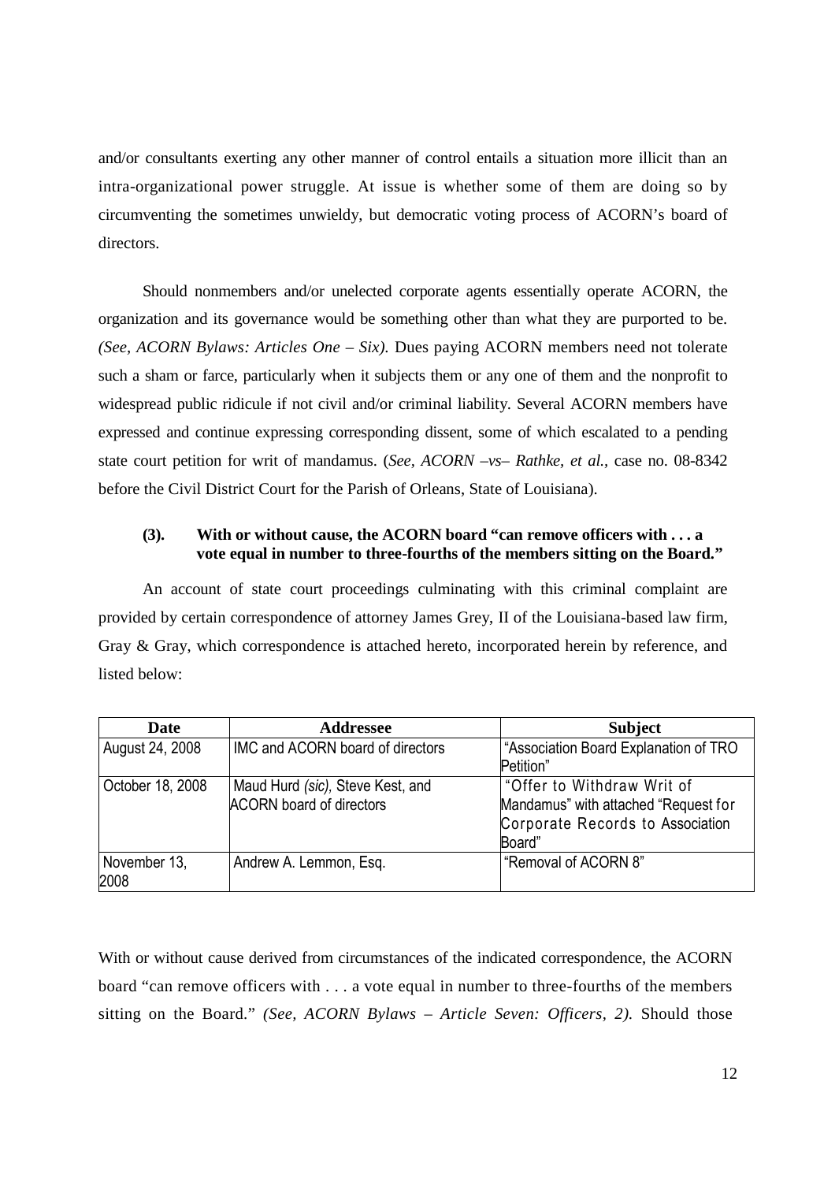and/or consultants exerting any other manner of control entails a situation more illicit than an intra-organizational power struggle. At issue is whether some of them are doing so by circumventing the sometimes unwieldy, but democratic voting process of ACORN's board of directors.

Should nonmembers and/or unelected corporate agents essentially operate ACORN, the organization and its governance would be something other than what they are purported to be. *(See, ACORN Bylaws: Articles One – Six).* Dues paying ACORN members need not tolerate such a sham or farce, particularly when it subjects them or any one of them and the nonprofit to widespread public ridicule if not civil and/or criminal liability. Several ACORN members have expressed and continue expressing corresponding dissent, some of which escalated to a pending state court petition for writ of mandamus. (*See, ACORN –vs– Rathke, et al.*, case no. 08-8342 before the Civil District Court for the Parish of Orleans, State of Louisiana).

**(3). With or without cause, the ACORN board "can remove officers with . . . a vote equal in number to three-fourths of the members sitting on the Board."**

An account of state court proceedings culminating with this criminal complaint are provided by certain correspondence of attorney James Grey, II of the Louisiana-based law firm, Gray & Gray, which correspondence is attached hereto, incorporated herein by reference, and listed below:

| Date | Addressee | Subject |
|---|---|---|
| August 24, 2008 | IMC and ACORN board of directors | "Association Board Explanation of TRO Petition" |
| October 18, 2008 | Maud Hurd *(sic),* Steve Kest, and ACORN board of directors | "Offer to Withdraw Writ of Mandamus" with attached "Request for Corporate Records to Association Board" |
| November 13, 2008 | Andrew A. Lemmon, Esq. | "Removal of ACORN 8" |

With or without cause derived from circumstances of the indicated correspondence, the ACORN board "can remove officers with . . . a vote equal in number to three-fourths of the members sitting on the Board." *(See, ACORN Bylaws – Article Seven: Officers, 2).* Should those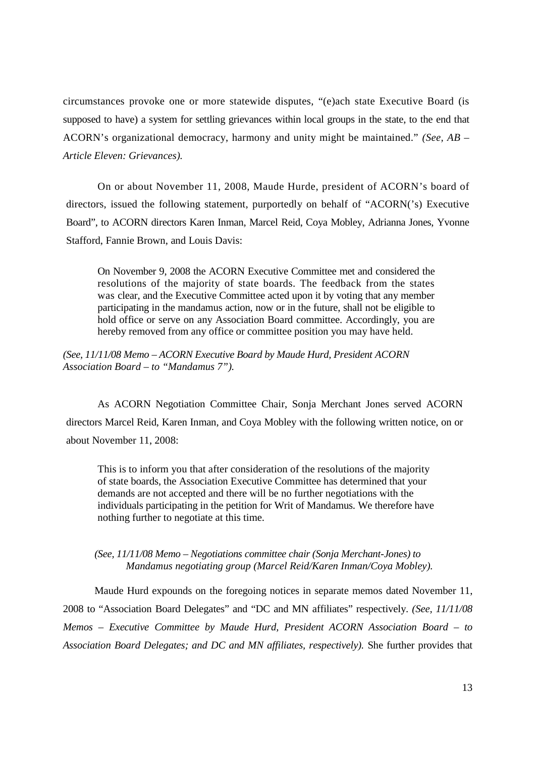circumstances provoke one or more statewide disputes, "(e)ach state Executive Board (is supposed to have) a system for settling grievances within local groups in the state, to the end that ACORN's organizational democracy, harmony and unity might be maintained." *(See, AB – Article Eleven: Grievances).*

On or about November 11, 2008, Maude Hurde, president of ACORN's board of directors, issued the following statement, purportedly on behalf of "ACORN('s) Executive Board", to ACORN directors Karen Inman, Marcel Reid, Coya Mobley, Adrianna Jones, Yvonne Stafford, Fannie Brown, and Louis Davis:

> On November 9, 2008 the ACORN Executive Committee met and considered the resolutions of the majority of state boards. The feedback from the states was clear, and the Executive Committee acted upon it by voting that any member participating in the mandamus action, now or in the future, shall not be eligible to hold office or serve on any Association Board committee. Accordingly, you are hereby removed from any office or committee position you may have held.

*(See, 11/11/08 Memo – ACORN Executive Board by Maude Hurd, President ACORN Association Board – to "Mandamus 7").*

As ACORN Negotiation Committee Chair, Sonja Merchant Jones served ACORN directors Marcel Reid, Karen Inman, and Coya Mobley with the following written notice, on or about November 11, 2008:

> This is to inform you that after consideration of the resolutions of the majority of state boards, the Association Executive Committee has determined that your demands are not accepted and there will be no further negotiations with the individuals participating in the petition for Writ of Mandamus. We therefore have nothing further to negotiate at this time.

*(See, 11/11/08 Memo – Negotiations committee chair (Sonja Merchant-Jones) to Mandamus negotiating group (Marcel Reid/Karen Inman/Coya Mobley).*

Maude Hurd expounds on the foregoing notices in separate memos dated November 11, 2008 to "Association Board Delegates" and "DC and MN affiliates" respectively. *(See, 11/11/08 Memos – Executive Committee by Maude Hurd, President ACORN Association Board – to Association Board Delegates; and DC and MN affiliates, respectively).* She further provides that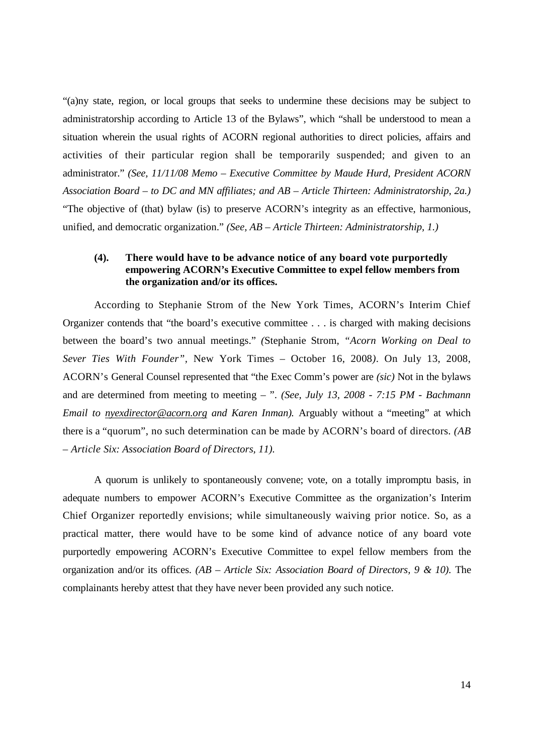"(a)ny state, region, or local groups that seeks to undermine these decisions may be subject to administratorship according to Article 13 of the Bylaws", which "shall be understood to mean a situation wherein the usual rights of ACORN regional authorities to direct policies, affairs and activities of their particular region shall be temporarily suspended; and given to an administrator." *(See, 11/11/08 Memo – Executive Committee by Maude Hurd, President ACORN Association Board – to DC and MN affiliates; and AB – Article Thirteen: Administratorship, 2a.)* "The objective of (that) bylaw (is) to preserve ACORN's integrity as an effective, harmonious, unified, and democratic organization." *(See, AB – Article Thirteen: Administratorship, 1.)*

**(4). There would have to be advance notice of any board vote purportedly empowering ACORN's Executive Committee to expel fellow members from the organization and/or its offices.**

According to Stephanie Strom of the New York Times, ACORN's Interim Chief Organizer contends that "the board's executive committee . . . is charged with making decisions between the board's two annual meetings." *(*Stephanie Strom, *"Acorn Working on Deal to Sever Ties With Founder",* New York Times – October 16, 2008*)*. On July 13, 2008, ACORN's General Counsel represented that "the Exec Comm's power are *(sic)* Not in the bylaws and are determined from meeting to meeting – ". *(See, July 13, 2008 - 7:15 PM - Bachmann Email to nyexdirector@acorn.org and Karen Inman).* Arguably without a "meeting" at which there is a "quorum", no such determination can be made by ACORN's board of directors. *(AB – Article Six: Association Board of Directors, 11).*

A quorum is unlikely to spontaneously convene; vote, on a totally impromptu basis, in adequate numbers to empower ACORN's Executive Committee as the organization's Interim Chief Organizer reportedly envisions; while simultaneously waiving prior notice. So, as a practical matter, there would have to be some kind of advance notice of any board vote purportedly empowering ACORN's Executive Committee to expel fellow members from the organization and/or its offices. *(AB – Article Six: Association Board of Directors, 9 & 10).* The complainants hereby attest that they have never been provided any such notice.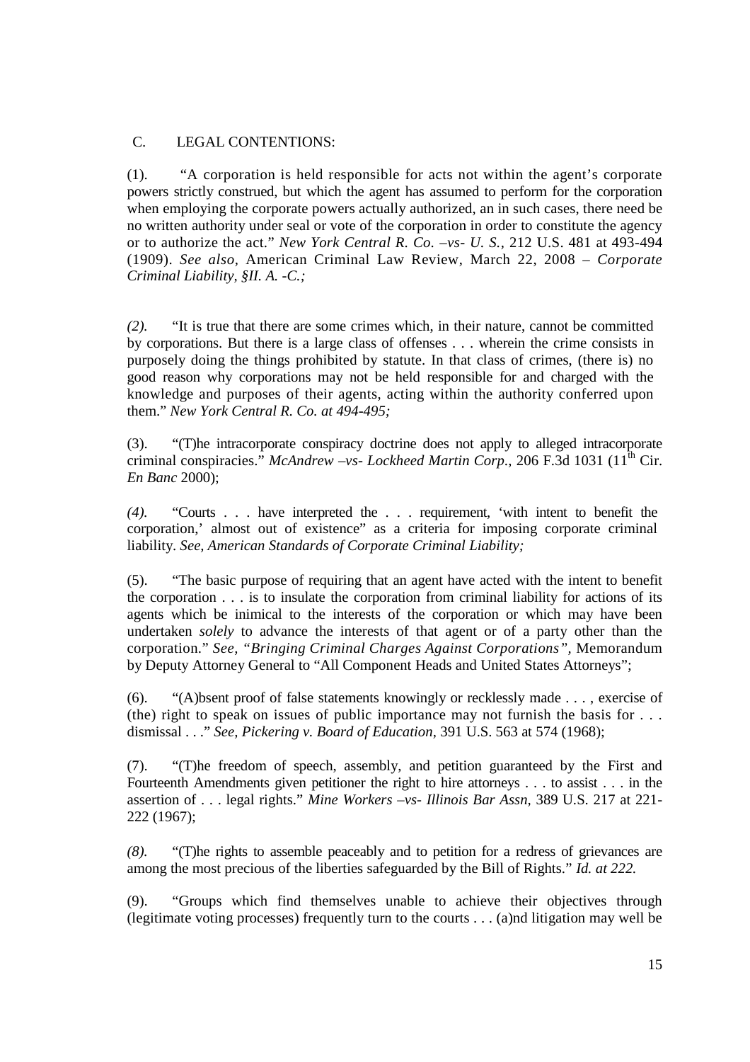C. LEGAL CONTENTIONS:

(1). "A corporation is held responsible for acts not within the agent's corporate powers strictly construed, but which the agent has assumed to perform for the corporation when employing the corporate powers actually authorized, an in such cases, there need be no written authority under seal or vote of the corporation in order to constitute the agency or to authorize the act." *New York Central R. Co. –vs- U. S.*, 212 U.S. 481 at 493-494 (1909). *See also*, American Criminal Law Review, March 22, 2008 – *Corporate Criminal Liability, §II. A. -C.;*

*(2).* "It is true that there are some crimes which, in their nature, cannot be committed by corporations. But there is a large class of offenses . . . wherein the crime consists in purposely doing the things prohibited by statute. In that class of crimes, (there is) no good reason why corporations may not be held responsible for and charged with the knowledge and purposes of their agents, acting within the authority conferred upon them." *New York Central R. Co. at 494-495;*

(3). "(T)he intracorporate conspiracy doctrine does not apply to alleged intracorporate criminal conspiracies." *McAndrew –vs- Lockheed Martin Corp.*, 206 F.3d 1031 (11th Cir. *En Banc* 2000);

*(4).* "Courts . . . have interpreted the . . . requirement, 'with intent to benefit the corporation,' almost out of existence" as a criteria for imposing corporate criminal liability. *See, American Standards of Corporate Criminal Liability;*

(5). "The basic purpose of requiring that an agent have acted with the intent to benefit the corporation . . . is to insulate the corporation from criminal liability for actions of its agents which be inimical to the interests of the corporation or which may have been undertaken *solely* to advance the interests of that agent or of a party other than the corporation." *See, "Bringing Criminal Charges Against Corporations"*, Memorandum by Deputy Attorney General to "All Component Heads and United States Attorneys";

(6). "(A)bsent proof of false statements knowingly or recklessly made . . . , exercise of (the) right to speak on issues of public importance may not furnish the basis for . . . dismissal . . ." *See, Pickering v. Board of Education,* 391 U.S. 563 at 574 (1968);

(7). "(T)he freedom of speech, assembly, and petition guaranteed by the First and Fourteenth Amendments given petitioner the right to hire attorneys . . . to assist . . . in the assertion of . . . legal rights." *Mine Workers –vs- Illinois Bar Assn,* 389 U.S. 217 at 221-222 (1967);

*(8).* "(T)he rights to assemble peaceably and to petition for a redress of grievances are among the most precious of the liberties safeguarded by the Bill of Rights." *Id. at 222.*

(9). "Groups which find themselves unable to achieve their objectives through (legitimate voting processes) frequently turn to the courts . . . (a)nd litigation may well be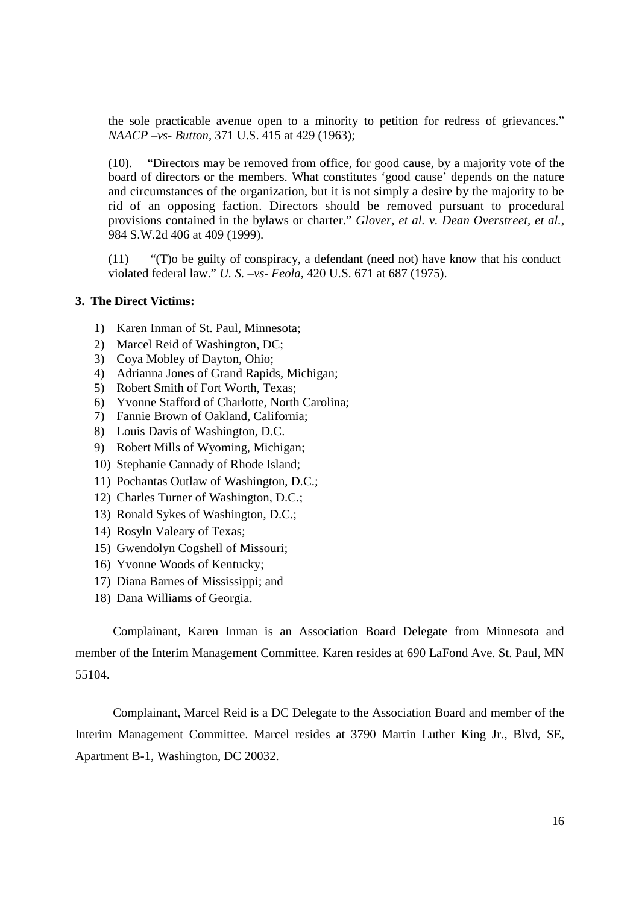the sole practicable avenue open to a minority to petition for redress of grievances." *NAACP –vs- Button*, 371 U.S. 415 at 429 (1963);

(10). "Directors may be removed from office, for good cause, by a majority vote of the board of directors or the members. What constitutes 'good cause' depends on the nature and circumstances of the organization, but it is not simply a desire by the majority to be rid of an opposing faction. Directors should be removed pursuant to procedural provisions contained in the bylaws or charter." *Glover, et al. v. Dean Overstreet, et al.*, 984 S.W.2d 406 at 409 (1999).

(11) "(T)o be guilty of conspiracy, a defendant (need not) have know that his conduct violated federal law." *U. S. –vs- Feola*, 420 U.S. 671 at 687 (1975).

### 3. The Direct Victims:

1) Karen Inman of St. Paul, Minnesota;
2) Marcel Reid of Washington, DC;
3) Coya Mobley of Dayton, Ohio;
4) Adrianna Jones of Grand Rapids, Michigan;
5) Robert Smith of Fort Worth, Texas;
6) Yvonne Stafford of Charlotte, North Carolina;
7) Fannie Brown of Oakland, California;
8) Louis Davis of Washington, D.C.
9) Robert Mills of Wyoming, Michigan;
10) Stephanie Cannady of Rhode Island;
11) Pochantas Outlaw of Washington, D.C.;
12) Charles Turner of Washington, D.C.;
13) Ronald Sykes of Washington, D.C.;
14) Rosyln Valeary of Texas;
15) Gwendolyn Cogshell of Missouri;
16) Yvonne Woods of Kentucky;
17) Diana Barnes of Mississippi; and
18) Dana Williams of Georgia.

Complainant, Karen Inman is an Association Board Delegate from Minnesota and member of the Interim Management Committee. Karen resides at 690 LaFond Ave. St. Paul, MN 55104.

Complainant, Marcel Reid is a DC Delegate to the Association Board and member of the Interim Management Committee. Marcel resides at 3790 Martin Luther King Jr., Blvd, SE, Apartment B-1, Washington, DC 20032.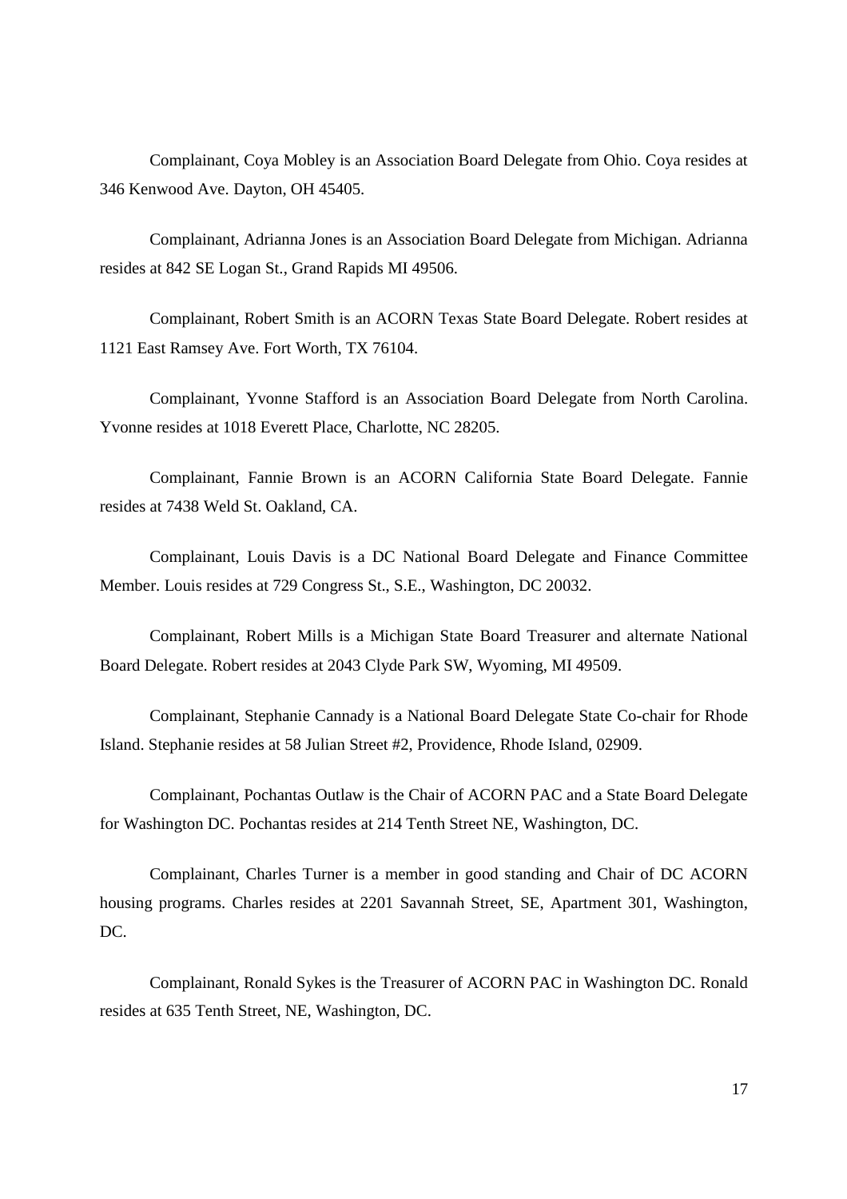Complainant, Coya Mobley is an Association Board Delegate from Ohio. Coya resides at 346 Kenwood Ave. Dayton, OH 45405.

Complainant, Adrianna Jones is an Association Board Delegate from Michigan. Adrianna resides at 842 SE Logan St., Grand Rapids MI 49506.

Complainant, Robert Smith is an ACORN Texas State Board Delegate. Robert resides at 1121 East Ramsey Ave. Fort Worth, TX 76104.

Complainant, Yvonne Stafford is an Association Board Delegate from North Carolina. Yvonne resides at 1018 Everett Place, Charlotte, NC 28205.

Complainant, Fannie Brown is an ACORN California State Board Delegate. Fannie resides at 7438 Weld St. Oakland, CA.

Complainant, Louis Davis is a DC National Board Delegate and Finance Committee Member. Louis resides at 729 Congress St., S.E., Washington, DC 20032.

Complainant, Robert Mills is a Michigan State Board Treasurer and alternate National Board Delegate. Robert resides at 2043 Clyde Park SW, Wyoming, MI 49509.

Complainant, Stephanie Cannady is a National Board Delegate State Co-chair for Rhode Island. Stephanie resides at 58 Julian Street #2, Providence, Rhode Island, 02909.

Complainant, Pochantas Outlaw is the Chair of ACORN PAC and a State Board Delegate for Washington DC. Pochantas resides at 214 Tenth Street NE, Washington, DC.

Complainant, Charles Turner is a member in good standing and Chair of DC ACORN housing programs. Charles resides at 2201 Savannah Street, SE, Apartment 301, Washington, DC.

Complainant, Ronald Sykes is the Treasurer of ACORN PAC in Washington DC. Ronald resides at 635 Tenth Street, NE, Washington, DC.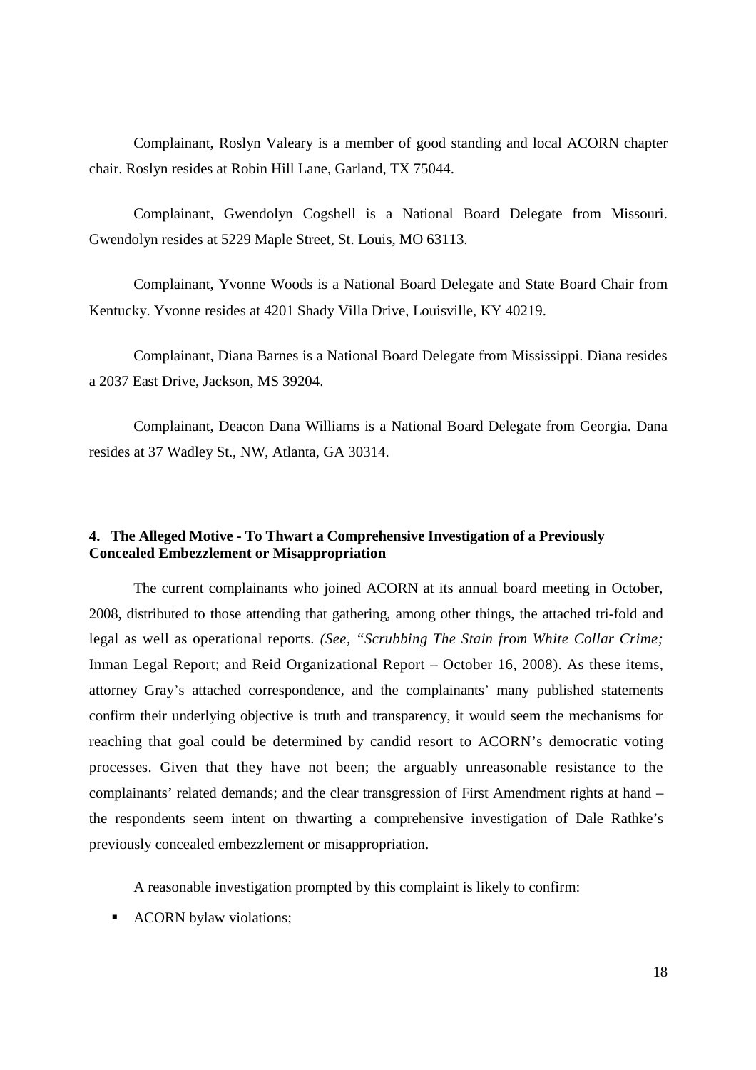Complainant, Roslyn Valeary is a member of good standing and local ACORN chapter chair. Roslyn resides at Robin Hill Lane, Garland, TX 75044.

Complainant, Gwendolyn Cogshell is a National Board Delegate from Missouri. Gwendolyn resides at 5229 Maple Street, St. Louis, MO 63113.

Complainant, Yvonne Woods is a National Board Delegate and State Board Chair from Kentucky. Yvonne resides at 4201 Shady Villa Drive, Louisville, KY 40219.

Complainant, Diana Barnes is a National Board Delegate from Mississippi. Diana resides a 2037 East Drive, Jackson, MS 39204.

Complainant, Deacon Dana Williams is a National Board Delegate from Georgia. Dana resides at 37 Wadley St., NW, Atlanta, GA 30314.

### 4. The Alleged Motive - To Thwart a Comprehensive Investigation of a Previously Concealed Embezzlement or Misappropriation

The current complainants who joined ACORN at its annual board meeting in October, 2008, distributed to those attending that gathering, among other things, the attached tri-fold and legal as well as operational reports. *(See, "Scrubbing The Stain from White Collar Crime;* Inman Legal Report; and Reid Organizational Report – October 16, 2008). As these items, attorney Gray's attached correspondence, and the complainants' many published statements confirm their underlying objective is truth and transparency, it would seem the mechanisms for reaching that goal could be determined by candid resort to ACORN's democratic voting processes. Given that they have not been; the arguably unreasonable resistance to the complainants' related demands; and the clear transgression of First Amendment rights at hand – the respondents seem intent on thwarting a comprehensive investigation of Dale Rathke's previously concealed embezzlement or misappropriation.

A reasonable investigation prompted by this complaint is likely to confirm:

- ACORN bylaw violations;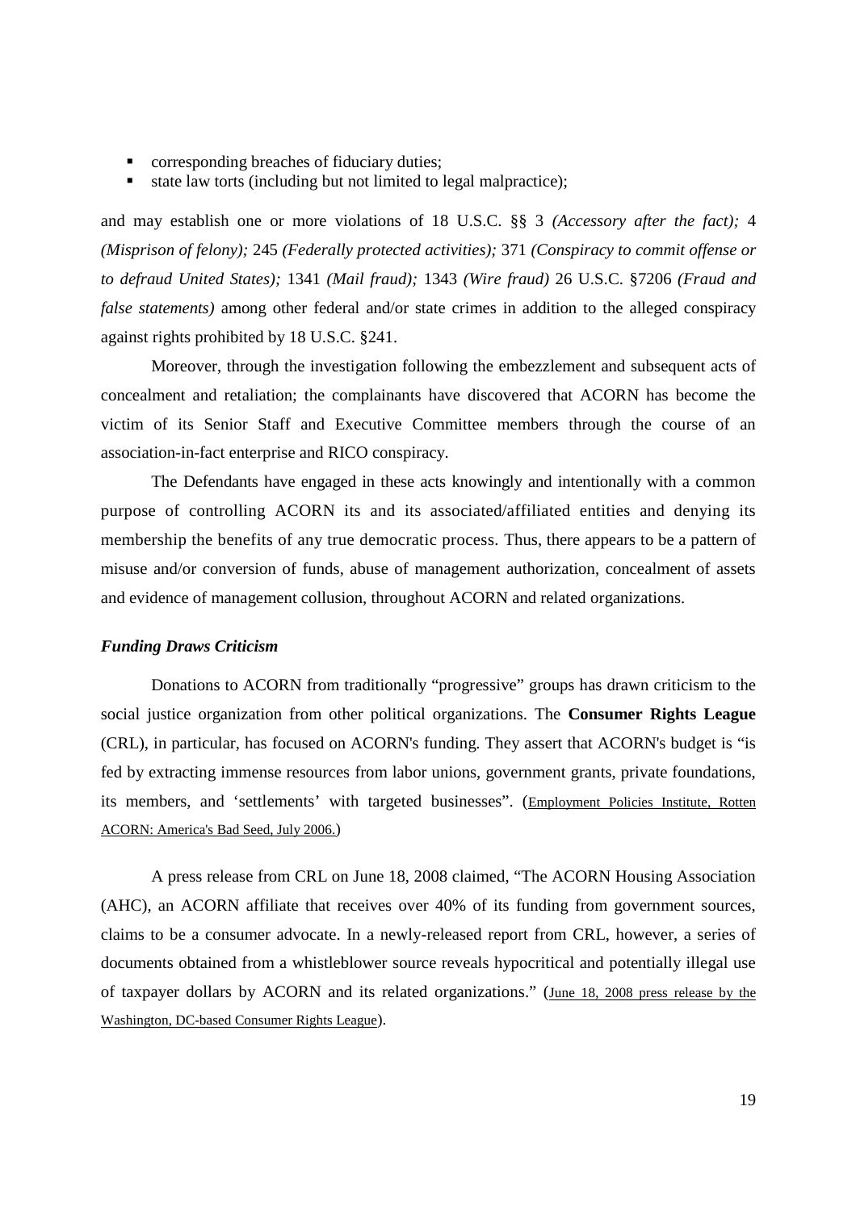- corresponding breaches of fiduciary duties;
- state law torts (including but not limited to legal malpractice);

and may establish one or more violations of 18 U.S.C. §§ 3 *(Accessory after the fact);* 4 *(Misprison of felony);* 245 *(Federally protected activities);* 371 *(Conspiracy to commit offense or to defraud United States);* 1341 *(Mail fraud);* 1343 *(Wire fraud)* 26 U.S.C. §7206 *(Fraud and false statements)* among other federal and/or state crimes in addition to the alleged conspiracy against rights prohibited by 18 U.S.C. §241.

Moreover, through the investigation following the embezzlement and subsequent acts of concealment and retaliation; the complainants have discovered that ACORN has become the victim of its Senior Staff and Executive Committee members through the course of an association-in-fact enterprise and RICO conspiracy.

The Defendants have engaged in these acts knowingly and intentionally with a common purpose of controlling ACORN its and its associated/affiliated entities and denying its membership the benefits of any true democratic process. Thus, there appears to be a pattern of misuse and/or conversion of funds, abuse of management authorization, concealment of assets and evidence of management collusion, throughout ACORN and related organizations.

***Funding Draws Criticism***

Donations to ACORN from traditionally "progressive" groups has drawn criticism to the social justice organization from other political organizations. The **Consumer Rights League** (CRL), in particular, has focused on ACORN's funding. They assert that ACORN's budget is "is fed by extracting immense resources from labor unions, government grants, private foundations, its members, and 'settlements' with targeted businesses". (Employment Policies Institute, Rotten ACORN: America's Bad Seed, July 2006.)

A press release from CRL on June 18, 2008 claimed, "The ACORN Housing Association (AHC), an ACORN affiliate that receives over 40% of its funding from government sources, claims to be a consumer advocate. In a newly-released report from CRL, however, a series of documents obtained from a whistleblower source reveals hypocritical and potentially illegal use of taxpayer dollars by ACORN and its related organizations." (June 18, 2008 press release by the Washington, DC-based Consumer Rights League).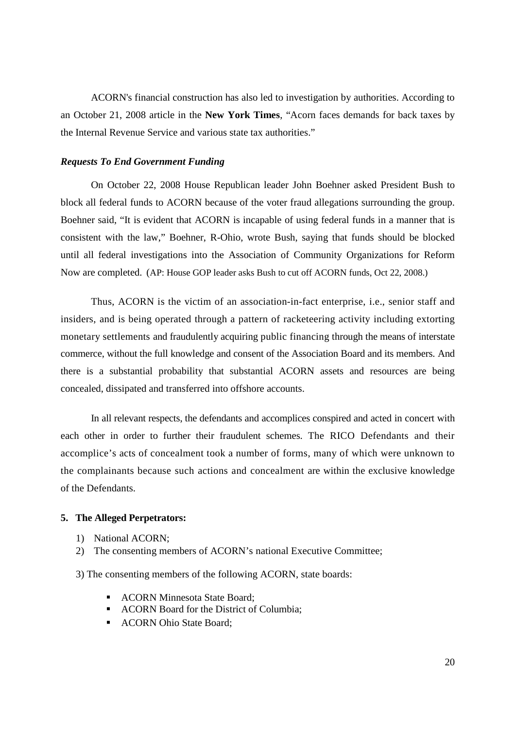ACORN's financial construction has also led to investigation by authorities. According to an October 21, 2008 article in the **New York Times**, "Acorn faces demands for back taxes by the Internal Revenue Service and various state tax authorities."

***Requests To End Government Funding***

On October 22, 2008 House Republican leader John Boehner asked President Bush to block all federal funds to ACORN because of the voter fraud allegations surrounding the group. Boehner said, "It is evident that ACORN is incapable of using federal funds in a manner that is consistent with the law," Boehner, R-Ohio, wrote Bush, saying that funds should be blocked until all federal investigations into the Association of Community Organizations for Reform Now are completed. (AP: House GOP leader asks Bush to cut off ACORN funds, Oct 22, 2008.)

Thus, ACORN is the victim of an association-in-fact enterprise, i.e., senior staff and insiders, and is being operated through a pattern of racketeering activity including extorting monetary settlements and fraudulently acquiring public financing through the means of interstate commerce, without the full knowledge and consent of the Association Board and its members. And there is a substantial probability that substantial ACORN assets and resources are being concealed, dissipated and transferred into offshore accounts.

In all relevant respects, the defendants and accomplices conspired and acted in concert with each other in order to further their fraudulent schemes. The RICO Defendants and their accomplice's acts of concealment took a number of forms, many of which were unknown to the complainants because such actions and concealment are within the exclusive knowledge of the Defendants.

**5. The Alleged Perpetrators:**

1) National ACORN;
2) The consenting members of ACORN's national Executive Committee;

3) The consenting members of the following ACORN, state boards:

- ACORN Minnesota State Board;
- ACORN Board for the District of Columbia;
- ACORN Ohio State Board;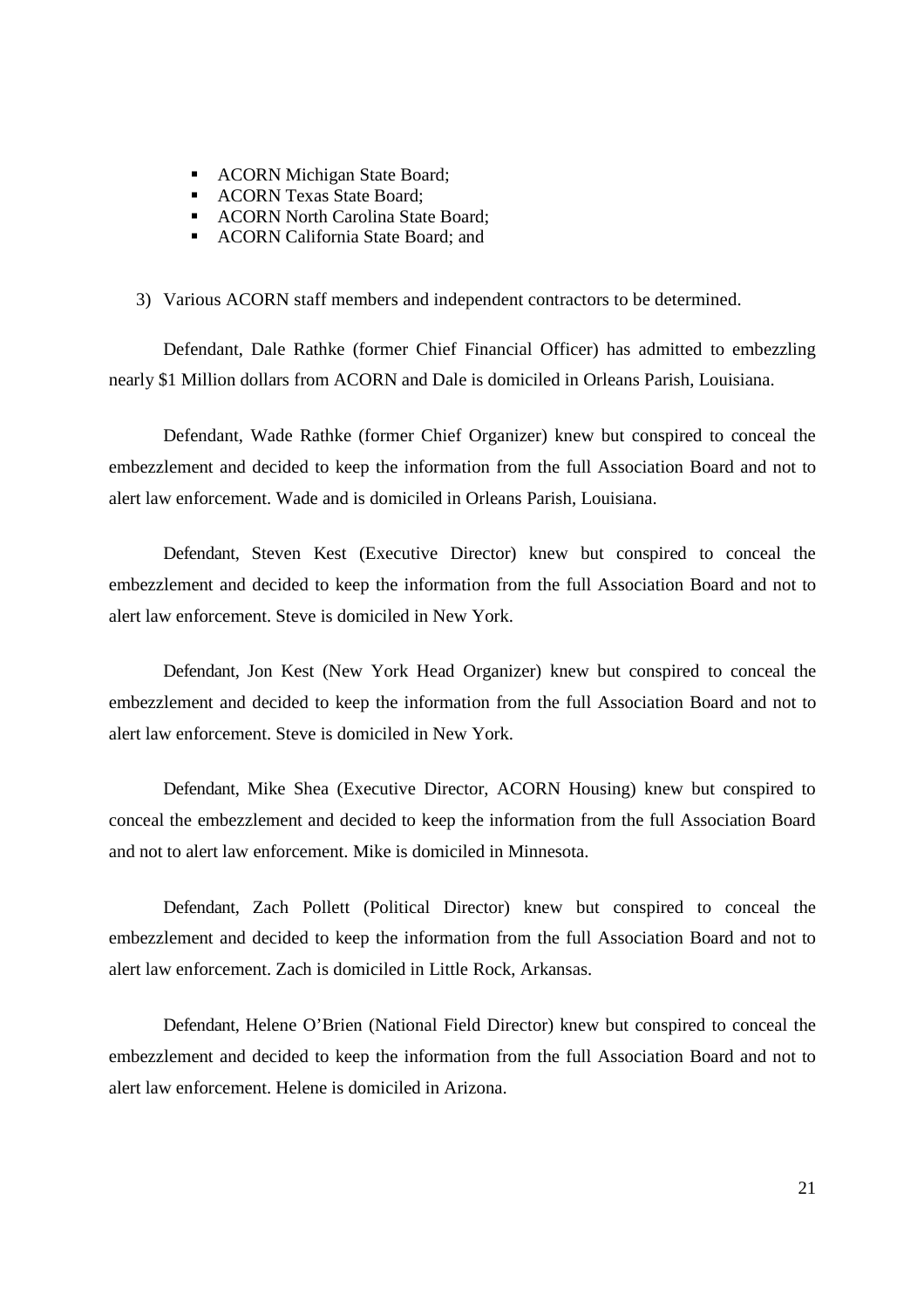- ACORN Michigan State Board;
- ACORN Texas State Board;
- ACORN North Carolina State Board;
- ACORN California State Board; and

3) Various ACORN staff members and independent contractors to be determined.

Defendant, Dale Rathke (former Chief Financial Officer) has admitted to embezzling nearly $1 Million dollars from ACORN and Dale is domiciled in Orleans Parish, Louisiana.

Defendant, Wade Rathke (former Chief Organizer) knew but conspired to conceal the embezzlement and decided to keep the information from the full Association Board and not to alert law enforcement. Wade and is domiciled in Orleans Parish, Louisiana.

Defendant, Steven Kest (Executive Director) knew but conspired to conceal the embezzlement and decided to keep the information from the full Association Board and not to alert law enforcement. Steve is domiciled in New York.

Defendant, Jon Kest (New York Head Organizer) knew but conspired to conceal the embezzlement and decided to keep the information from the full Association Board and not to alert law enforcement. Steve is domiciled in New York.

Defendant, Mike Shea (Executive Director, ACORN Housing) knew but conspired to conceal the embezzlement and decided to keep the information from the full Association Board and not to alert law enforcement. Mike is domiciled in Minnesota.

Defendant, Zach Pollett (Political Director) knew but conspired to conceal the embezzlement and decided to keep the information from the full Association Board and not to alert law enforcement. Zach is domiciled in Little Rock, Arkansas.

Defendant, Helene O'Brien (National Field Director) knew but conspired to conceal the embezzlement and decided to keep the information from the full Association Board and not to alert law enforcement. Helene is domiciled in Arizona.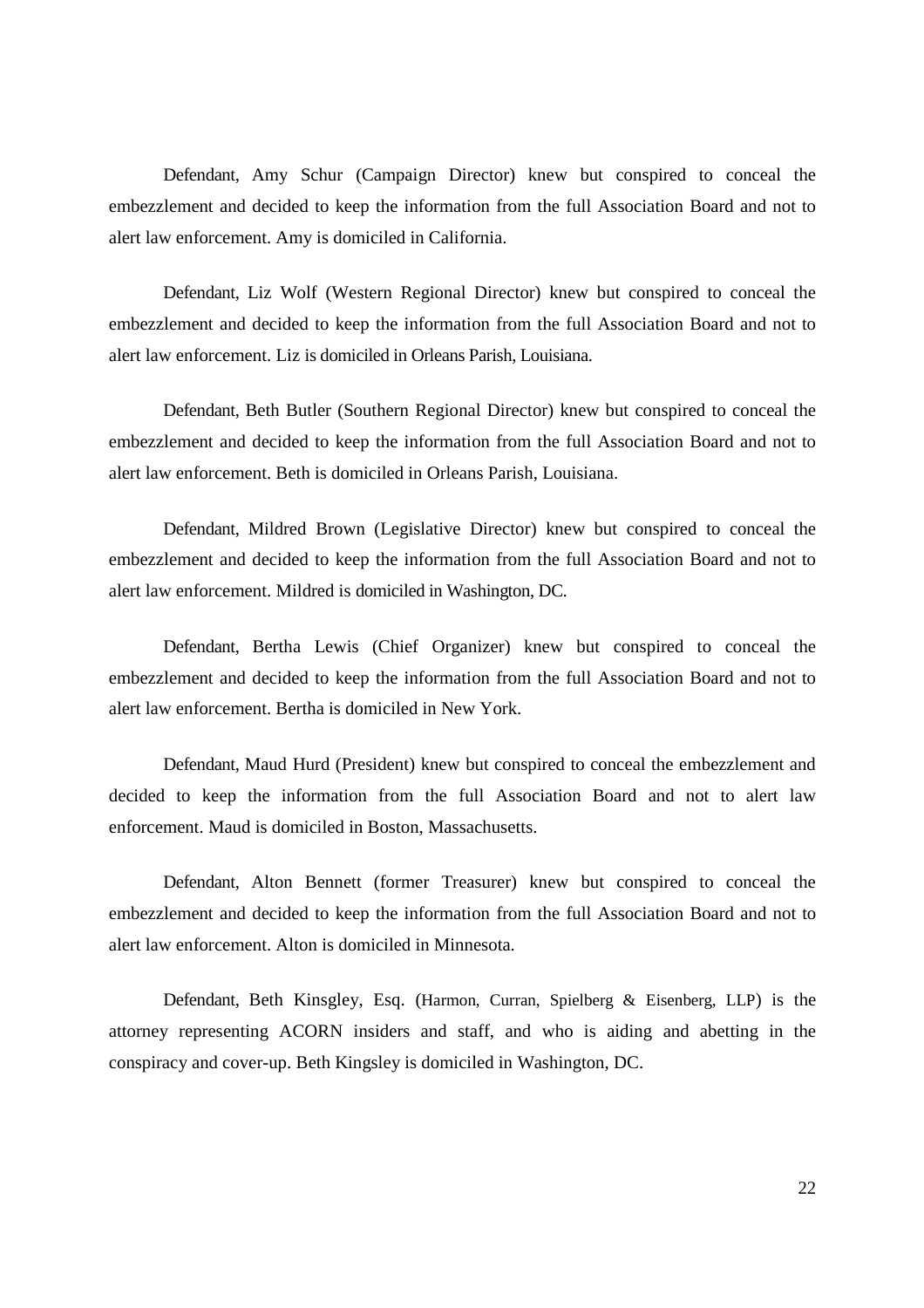Defendant, Amy Schur (Campaign Director) knew but conspired to conceal the embezzlement and decided to keep the information from the full Association Board and not to alert law enforcement. Amy is domiciled in California.

Defendant, Liz Wolf (Western Regional Director) knew but conspired to conceal the embezzlement and decided to keep the information from the full Association Board and not to alert law enforcement. Liz is domiciled in Orleans Parish, Louisiana.

Defendant, Beth Butler (Southern Regional Director) knew but conspired to conceal the embezzlement and decided to keep the information from the full Association Board and not to alert law enforcement. Beth is domiciled in Orleans Parish, Louisiana.

Defendant, Mildred Brown (Legislative Director) knew but conspired to conceal the embezzlement and decided to keep the information from the full Association Board and not to alert law enforcement. Mildred is domiciled in Washington, DC.

Defendant, Bertha Lewis (Chief Organizer) knew but conspired to conceal the embezzlement and decided to keep the information from the full Association Board and not to alert law enforcement. Bertha is domiciled in New York.

Defendant, Maud Hurd (President) knew but conspired to conceal the embezzlement and decided to keep the information from the full Association Board and not to alert law enforcement. Maud is domiciled in Boston, Massachusetts.

Defendant, Alton Bennett (former Treasurer) knew but conspired to conceal the embezzlement and decided to keep the information from the full Association Board and not to alert law enforcement. Alton is domiciled in Minnesota.

Defendant, Beth Kinsgley, Esq. (Harmon, Curran, Spielberg & Eisenberg, LLP) is the attorney representing ACORN insiders and staff, and who is aiding and abetting in the conspiracy and cover-up. Beth Kingsley is domiciled in Washington, DC.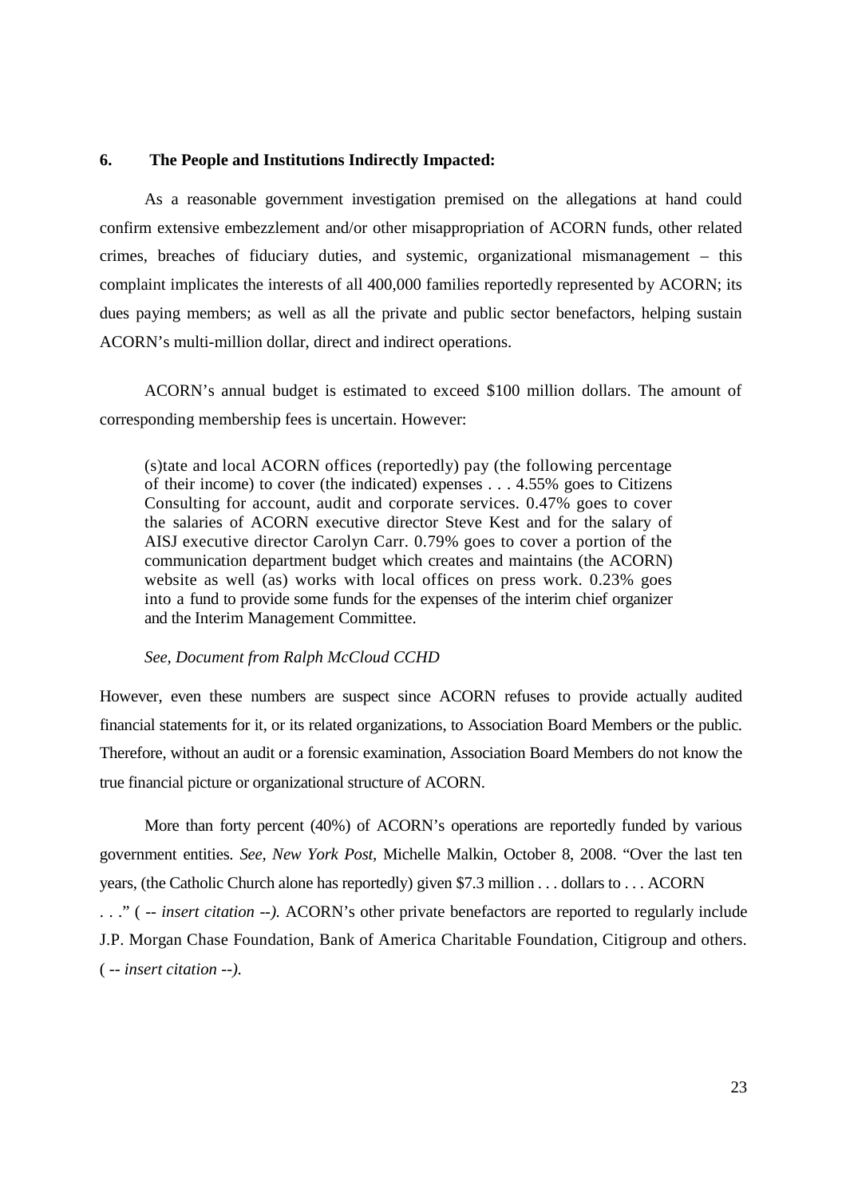### 6. The People and Institutions Indirectly Impacted:

As a reasonable government investigation premised on the allegations at hand could confirm extensive embezzlement and/or other misappropriation of ACORN funds, other related crimes, breaches of fiduciary duties, and systemic, organizational mismanagement – this complaint implicates the interests of all 400,000 families reportedly represented by ACORN; its dues paying members; as well as all the private and public sector benefactors, helping sustain ACORN's multi-million dollar, direct and indirect operations.

ACORN's annual budget is estimated to exceed \$100 million dollars. The amount of corresponding membership fees is uncertain. However:

> (s)tate and local ACORN offices (reportedly) pay (the following percentage of their income) to cover (the indicated) expenses . . . 4.55% goes to Citizens Consulting for account, audit and corporate services. 0.47% goes to cover the salaries of ACORN executive director Steve Kest and for the salary of AISJ executive director Carolyn Carr. 0.79% goes to cover a portion of the communication department budget which creates and maintains (the ACORN) website as well (as) works with local offices on press work. 0.23% goes into a fund to provide some funds for the expenses of the interim chief organizer and the Interim Management Committee.
>
> *See, Document from Ralph McCloud CCHD*

However, even these numbers are suspect since ACORN refuses to provide actually audited financial statements for it, or its related organizations, to Association Board Members or the public. Therefore, without an audit or a forensic examination, Association Board Members do not know the true financial picture or organizational structure of ACORN.

More than forty percent (40%) of ACORN's operations are reportedly funded by various government entities. *See, New York Post*, Michelle Malkin, October 8, 2008. "Over the last ten years, (the Catholic Church alone has reportedly) given \$7.3 million . . . dollars to . . . ACORN . . ." ( *-- insert citation --).* ACORN's other private benefactors are reported to regularly include J.P. Morgan Chase Foundation, Bank of America Charitable Foundation, Citigroup and others. ( *-- insert citation --).*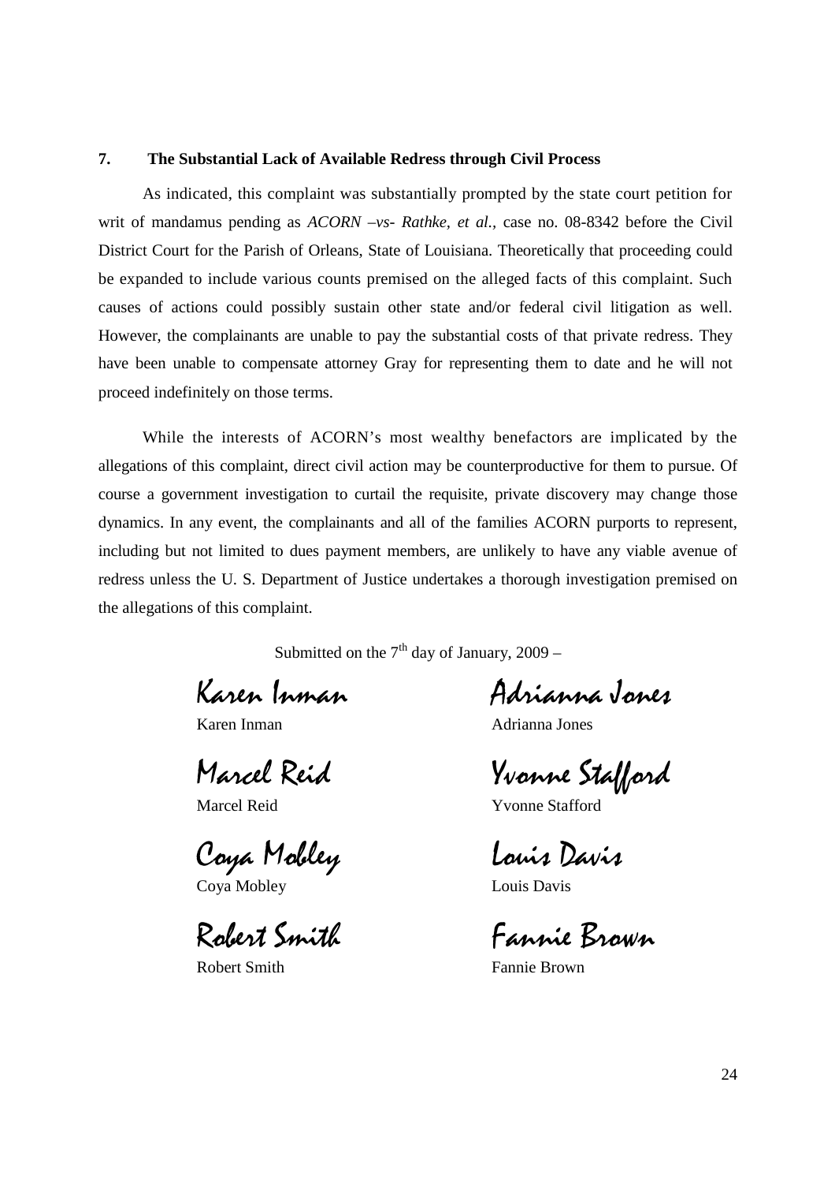### 7. The Substantial Lack of Available Redress through Civil Process

As indicated, this complaint was substantially prompted by the state court petition for writ of mandamus pending as *ACORN –vs- Rathke, et al.,* case no. 08-8342 before the Civil District Court for the Parish of Orleans, State of Louisiana. Theoretically that proceeding could be expanded to include various counts premised on the alleged facts of this complaint. Such causes of actions could possibly sustain other state and/or federal civil litigation as well. However, the complainants are unable to pay the substantial costs of that private redress. They have been unable to compensate attorney Gray for representing them to date and he will not proceed indefinitely on those terms.

While the interests of ACORN's most wealthy benefactors are implicated by the allegations of this complaint, direct civil action may be counterproductive for them to pursue. Of course a government investigation to curtail the requisite, private discovery may change those dynamics. In any event, the complainants and all of the families ACORN purports to represent, including but not limited to dues payment members, are unlikely to have any viable avenue of redress unless the U. S. Department of Justice undertakes a thorough investigation premised on the allegations of this complaint.

Submitted on the 7th day of January, 2009 –

*Karen Inman*
Karen Inman

*Adrianna Jones*
Adrianna Jones

*Marcel Reid*
Marcel Reid

*Yvonne Stafford*
Yvonne Stafford

*Coya Mobley*
Coya Mobley

*Louis Davis*
Louis Davis

*Robert Smith*
Robert Smith

*Fannie Brown*
Fannie Brown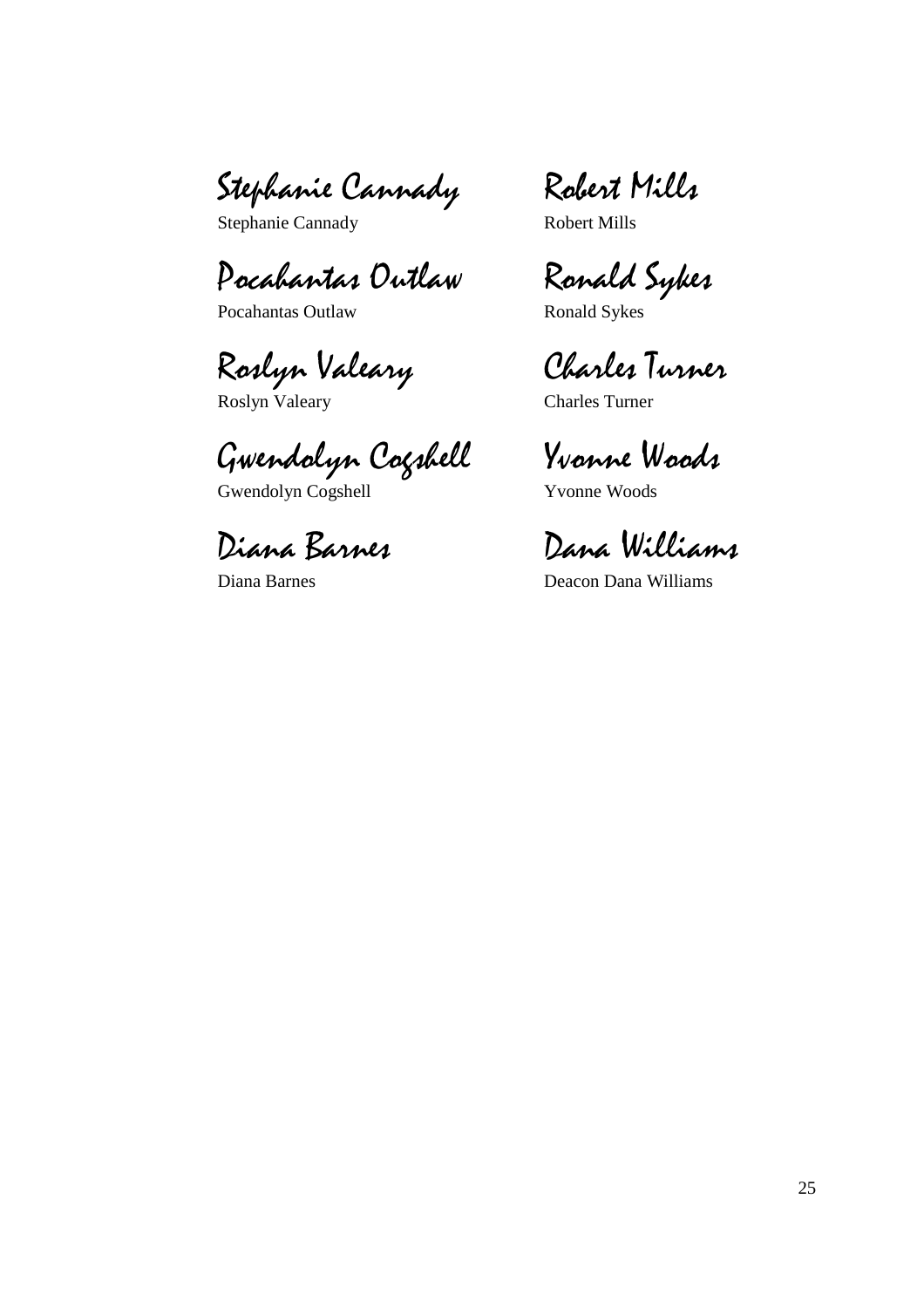*Stephanie Cannady*

Stephanie Cannady

*Pocahantas Outlaw*

Pocahantas Outlaw

*Roslyn Valeary*

Roslyn Valeary

*Gwendolyn Cogshell*

Gwendolyn Cogshell

*Diana Barnes*

Diana Barnes

*Robert Mills*

Robert Mills

*Ronald Sykes*

Ronald Sykes

*Charles Turner*

Charles Turner

*Yvonne Woods*

Yvonne Woods

*Dana Williams*

Deacon Dana Williams